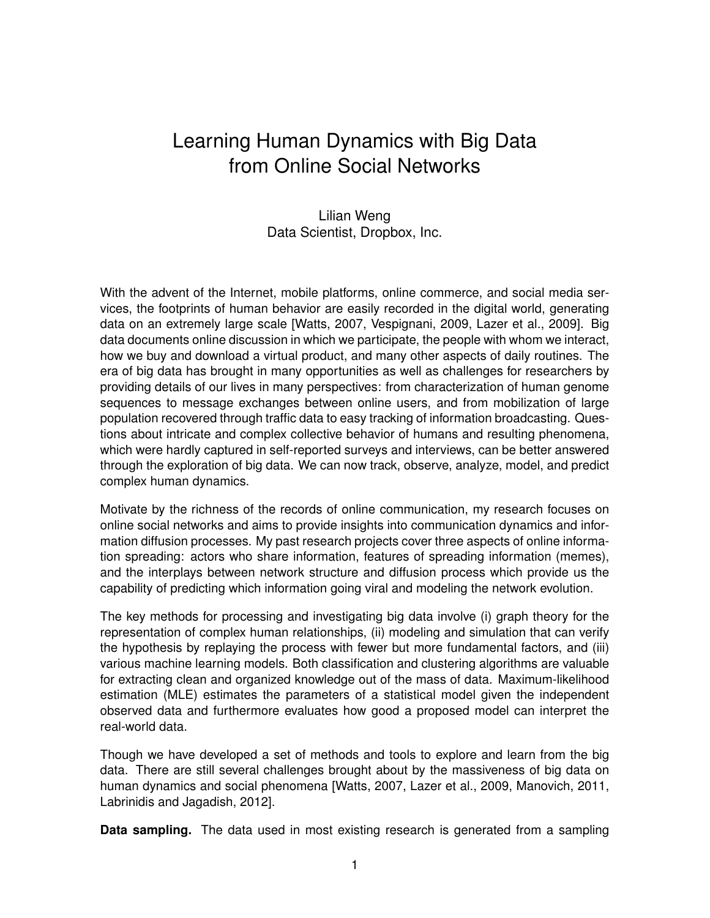# Learning Human Dynamics with Big Data from Online Social Networks

Lilian Weng
Data Scientist, Dropbox, Inc.

With the advent of the Internet, mobile platforms, online commerce, and social media services, the footprints of human behavior are easily recorded in the digital world, generating data on an extremely large scale [Watts, 2007, Vespignani, 2009, Lazer et al., 2009]. Big data documents online discussion in which we participate, the people with whom we interact, how we buy and download a virtual product, and many other aspects of daily routines. The era of big data has brought in many opportunities as well as challenges for researchers by providing details of our lives in many perspectives: from characterization of human genome sequences to message exchanges between online users, and from mobilization of large population recovered through traffic data to easy tracking of information broadcasting. Questions about intricate and complex collective behavior of humans and resulting phenomena, which were hardly captured in self-reported surveys and interviews, can be better answered through the exploration of big data. We can now track, observe, analyze, model, and predict complex human dynamics.

Motivate by the richness of the records of online communication, my research focuses on online social networks and aims to provide insights into communication dynamics and information diffusion processes. My past research projects cover three aspects of online information spreading: actors who share information, features of spreading information (memes), and the interplays between network structure and diffusion process which provide us the capability of predicting which information going viral and modeling the network evolution.

The key methods for processing and investigating big data involve (i) graph theory for the representation of complex human relationships, (ii) modeling and simulation that can verify the hypothesis by replaying the process with fewer but more fundamental factors, and (iii) various machine learning models. Both classification and clustering algorithms are valuable for extracting clean and organized knowledge out of the mass of data. Maximum-likelihood estimation (MLE) estimates the parameters of a statistical model given the independent observed data and furthermore evaluates how good a proposed model can interpret the real-world data.

Though we have developed a set of methods and tools to explore and learn from the big data. There are still several challenges brought about by the massiveness of big data on human dynamics and social phenomena [Watts, 2007, Lazer et al., 2009, Manovich, 2011, Labrinidis and Jagadish, 2012].

**Data sampling.** The data used in most existing research is generated from a sampling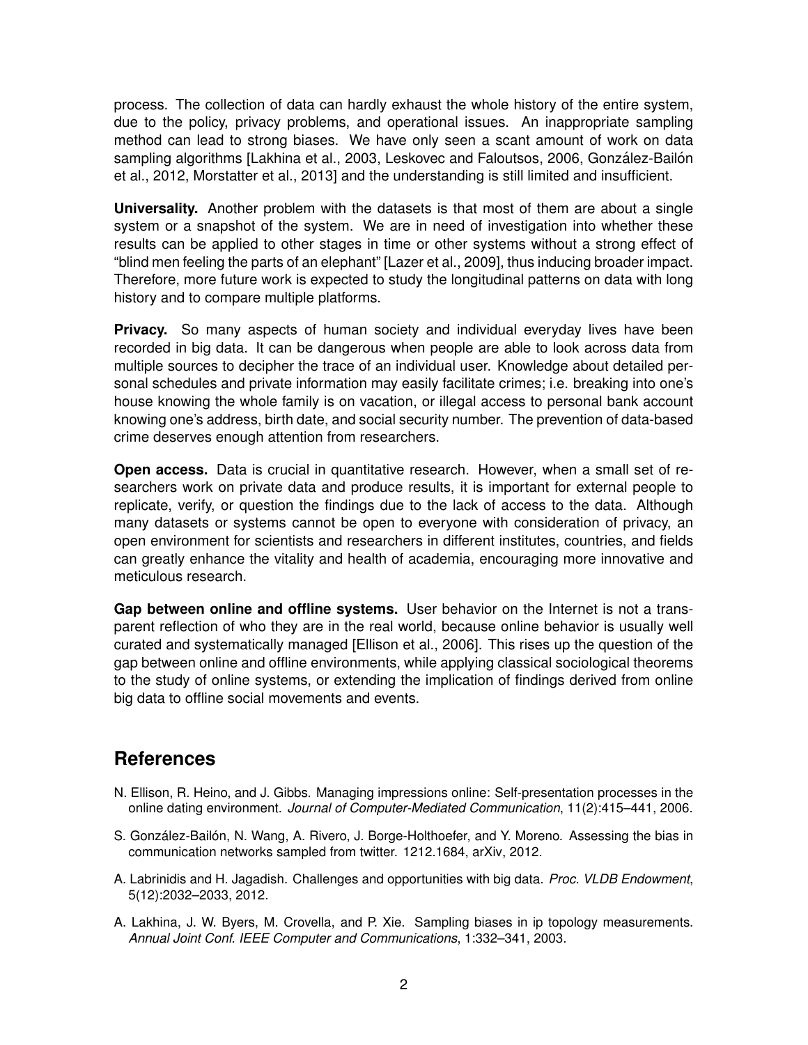process. The collection of data can hardly exhaust the whole history of the entire system, due to the policy, privacy problems, and operational issues. An inappropriate sampling method can lead to strong biases. We have only seen a scant amount of work on data sampling algorithms [Lakhina et al., 2003, Leskovec and Faloutsos, 2006, González-Bailón et al., 2012, Morstatter et al., 2013] and the understanding is still limited and insufficient.

**Universality.** Another problem with the datasets is that most of them are about a single system or a snapshot of the system. We are in need of investigation into whether these results can be applied to other stages in time or other systems without a strong effect of "blind men feeling the parts of an elephant" [Lazer et al., 2009], thus inducing broader impact. Therefore, more future work is expected to study the longitudinal patterns on data with long history and to compare multiple platforms.

**Privacy.** So many aspects of human society and individual everyday lives have been recorded in big data. It can be dangerous when people are able to look across data from multiple sources to decipher the trace of an individual user. Knowledge about detailed personal schedules and private information may easily facilitate crimes; i.e. breaking into one's house knowing the whole family is on vacation, or illegal access to personal bank account knowing one's address, birth date, and social security number. The prevention of data-based crime deserves enough attention from researchers.

**Open access.** Data is crucial in quantitative research. However, when a small set of researchers work on private data and produce results, it is important for external people to replicate, verify, or question the findings due to the lack of access to the data. Although many datasets or systems cannot be open to everyone with consideration of privacy, an open environment for scientists and researchers in different institutes, countries, and fields can greatly enhance the vitality and health of academia, encouraging more innovative and meticulous research.

**Gap between online and offline systems.** User behavior on the Internet is not a transparent reflection of who they are in the real world, because online behavior is usually well curated and systematically managed [Ellison et al., 2006]. This rises up the question of the gap between online and offline environments, while applying classical sociological theorems to the study of online systems, or extending the implication of findings derived from online big data to offline social movements and events.

## References

N. Ellison, R. Heino, and J. Gibbs. Managing impressions online: Self-presentation processes in the online dating environment. *Journal of Computer-Mediated Communication*, 11(2):415–441, 2006.

S. González-Bailón, N. Wang, A. Rivero, J. Borge-Holthoefer, and Y. Moreno. Assessing the bias in communication networks sampled from twitter. 1212.1684, arXiv, 2012.

A. Labrinidis and H. Jagadish. Challenges and opportunities with big data. *Proc. VLDB Endowment*, 5(12):2032–2033, 2012.

A. Lakhina, J. W. Byers, M. Crovella, and P. Xie. Sampling biases in ip topology measurements. *Annual Joint Conf. IEEE Computer and Communications*, 1:332–341, 2003.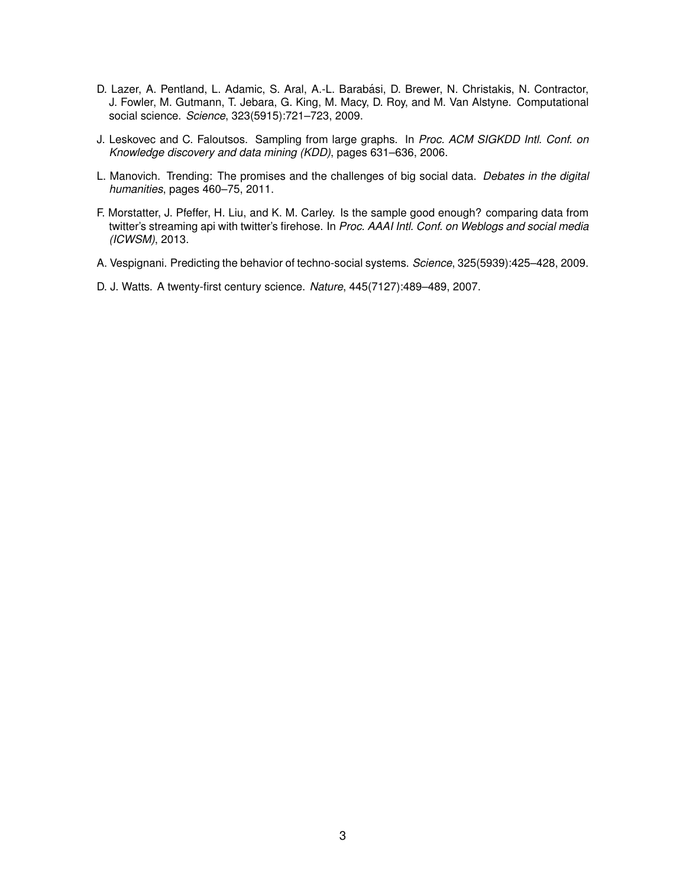D. Lazer, A. Pentland, L. Adamic, S. Aral, A.-L. Barabási, D. Brewer, N. Christakis, N. Contractor, J. Fowler, M. Gutmann, T. Jebara, G. King, M. Macy, D. Roy, and M. Van Alstyne. Computational social science. *Science*, 323(5915):721–723, 2009.

J. Leskovec and C. Faloutsos. Sampling from large graphs. In *Proc. ACM SIGKDD Intl. Conf. on Knowledge discovery and data mining (KDD)*, pages 631–636, 2006.

L. Manovich. Trending: The promises and the challenges of big social data. *Debates in the digital humanities*, pages 460–75, 2011.

F. Morstatter, J. Pfeffer, H. Liu, and K. M. Carley. Is the sample good enough? comparing data from twitter's streaming api with twitter's firehose. In *Proc. AAAI Intl. Conf. on Weblogs and social media (ICWSM)*, 2013.

A. Vespignani. Predicting the behavior of techno-social systems. *Science*, 325(5939):425–428, 2009.

D. J. Watts. A twenty-first century science. *Nature*, 445(7127):489–489, 2007.